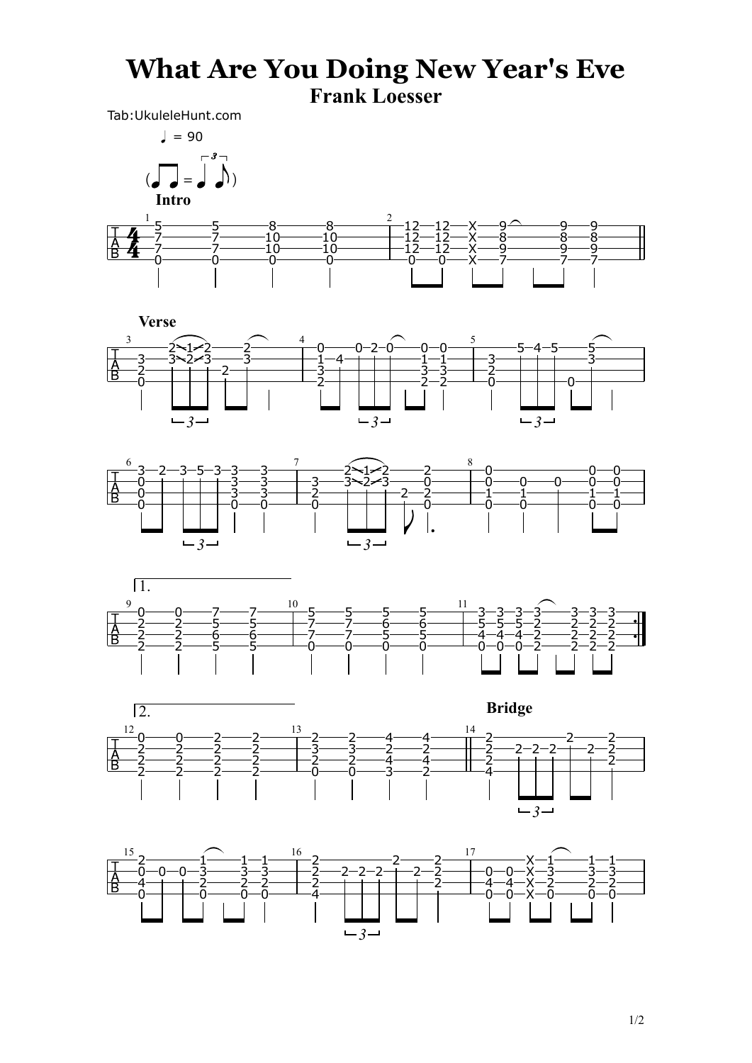# What Are You Doing New Year's Eve

## Frank Loesser

Tab:UkuleleHunt.com

♩ = 90

Intro

Verse

1.

2.

Bridge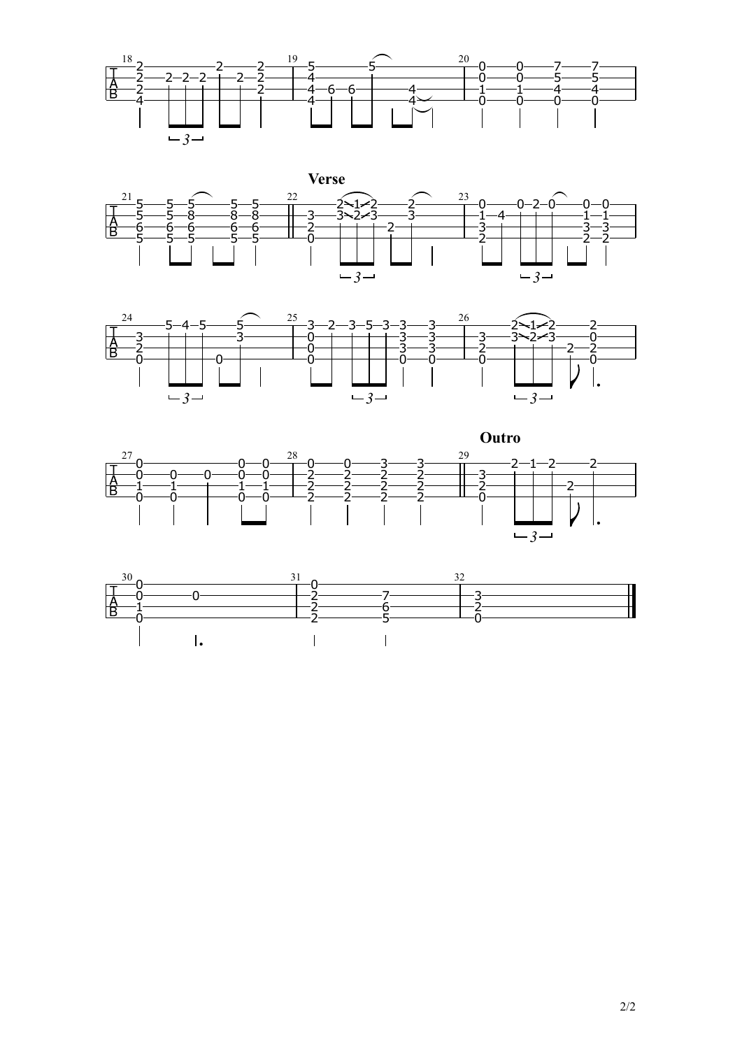**Verse**

**Outro**